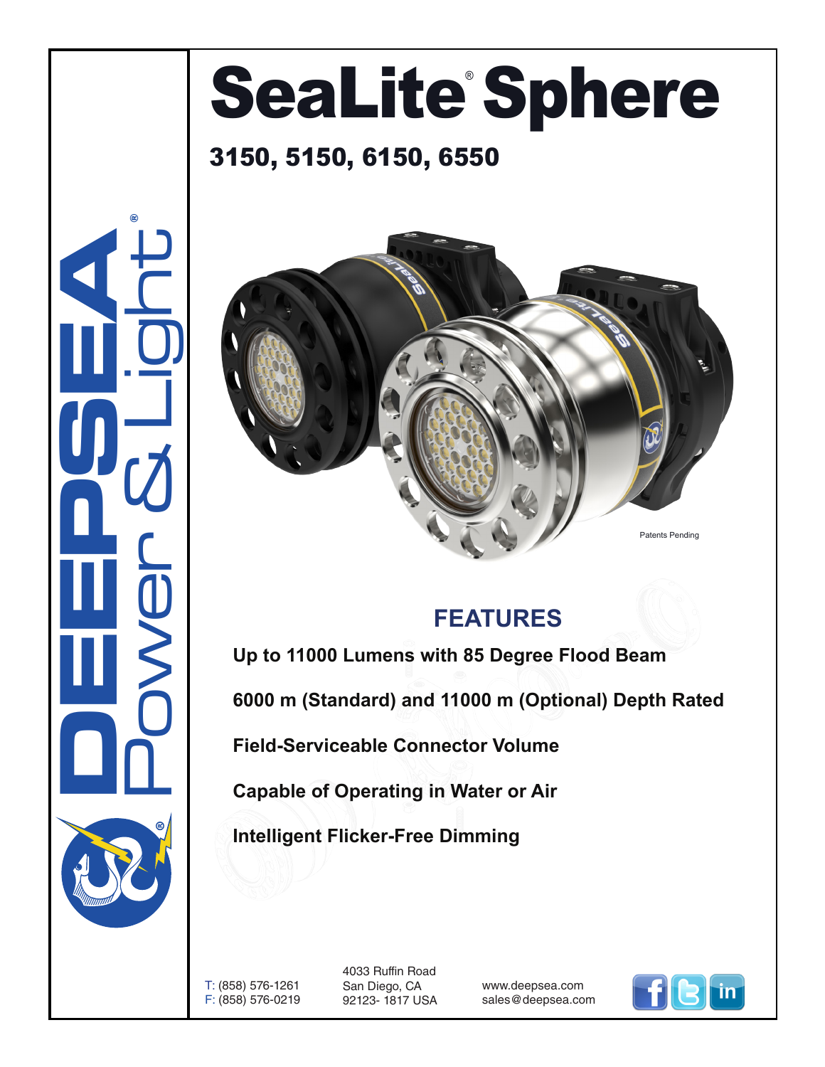# SeaLite® Sphere

## 3150, 5150, 6150, 6550

Patents Pending

## FEATURES

**Up to 11000 Lumens with 85 Degree Flood Beam**

**6000 m (Standard) and 11000 m (Optional) Depth Rated**

**Field-Serviceable Connector Volume**

**Capable of Operating in Water or Air**

**Intelligent Flicker-Free Dimming**

DEEPSEA Power & Light®

T: (858) 576-1261
F: (858) 576-0219

4033 Ruffin Road
San Diego, CA
92123- 1817 USA

www.deepsea.com
sales@deepsea.com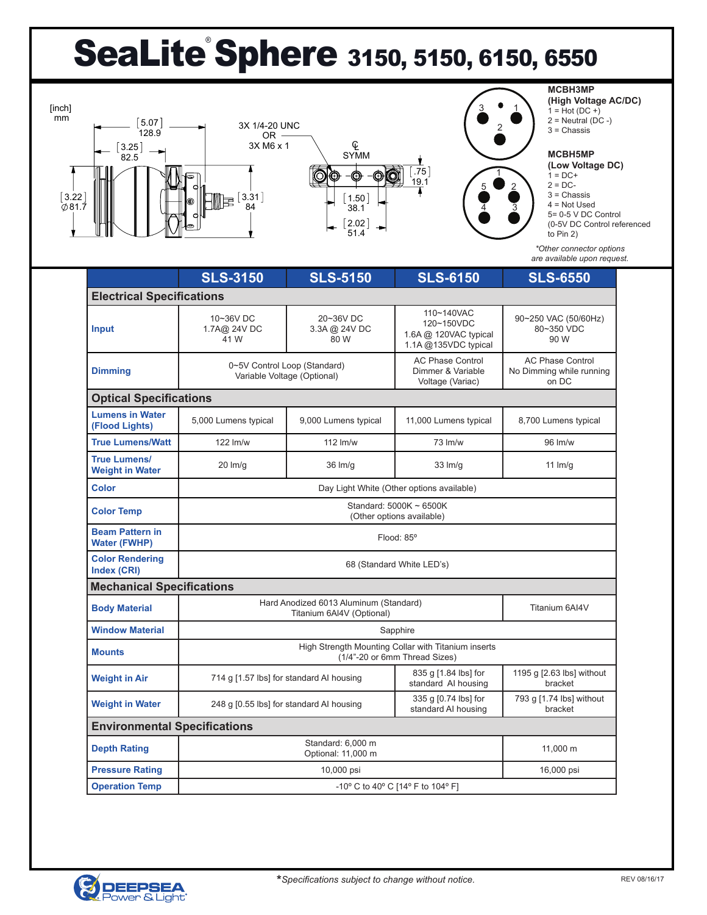# SeaLite® Sphere 3150, 5150, 6150, 6550

[inch]
mm

[5.07]
128.9

[3.25]
82.5

[3.22]
∅81.7

[3.31]
84

3X 1/4-20 UNC
OR
3X M6 x 1

℄
SYMM

[.75]
19.1

[1.50]
38.1

[2.02]
51.4

**MCBH3MP**
**(High Voltage AC/DC)**
1 = Hot (DC +)
2 = Neutral (DC -)
3 = Chassis

**MCBH5MP**
**(Low Voltage DC)**
1 = DC+
2 = DC-
3 = Chassis
4 = Not Used
5= 0-5 V DC Control
(0-5V DC Control referenced to Pin 2)

*\*Other connector options are available upon request.*

| | SLS-3150 | SLS-5150 | SLS-6150 | SLS-6550 |
|---|---|---|---|---|
| **Electrical Specifications** | | | | |
| Input | 10~36V DC<br>1.7A@ 24V DC<br>41 W | 20~36V DC<br>3.3A @ 24V DC<br>80 W | 110~140VAC<br>120~150VDC<br>1.6A @ 120VAC typical<br>1.1A @135VDC typical | 90~250 VAC (50/60Hz)<br>80~350 VDC<br>90 W |
| Dimming | 0~5V Control Loop (Standard)<br>Variable Voltage (Optional) | | AC Phase Control Dimmer & Variable Voltage (Variac) | AC Phase Control<br>No Dimming while running on DC |
| **Optical Specifications** | | | | |
| Lumens in Water (Flood Lights) | 5,000 Lumens typical | 9,000 Lumens typical | 11,000 Lumens typical | 8,700 Lumens typical |
| True Lumens/Watt | 122 lm/w | 112 lm/w | 73 lm/w | 96 lm/w |
| True Lumens/ Weight in Water | 20 lm/g | 36 lm/g | 33 lm/g | 11 lm/g |
| Color | Day Light White (Other options available) | | | |
| Color Temp | Standard: 5000K ~ 6500K<br>(Other options available) | | | |
| Beam Pattern in Water (FWHP) | Flood: 85º | | | |
| Color Rendering Index (CRI) | 68 (Standard White LED's) | | | |
| **Mechanical Specifications** | | | | |
| Body Material | Hard Anodized 6013 Aluminum (Standard)<br>Titanium 6Al4V (Optional) | | | Titanium 6Al4V |
| Window Material | Sapphire | | | |
| Mounts | High Strength Mounting Collar with Titanium inserts<br>(1/4"-20 or 6mm Thread Sizes) | | | |
| Weight in Air | 714 g [1.57 lbs] for standard Al housing | | 835 g [1.84 lbs] for standard Al housing | 1195 g [2.63 lbs] without bracket |
| Weight in Water | 248 g [0.55 lbs] for standard Al housing | | 335 g [0.74 lbs] for standard Al housing | 793 g [1.74 lbs] without bracket |
| **Environmental Specifications** | | | | |
| Depth Rating | Standard: 6,000 m<br>Optional: 11,000 m | | | 11,000 m |
| Pressure Rating | 10,000 psi | | | 16,000 psi |
| Operation Temp | -10º C to 40º C [14º F to 104º F] | | | |

DEEPSEA Power & Light®

*\*Specifications subject to change without notice.*

REV 08/16/17